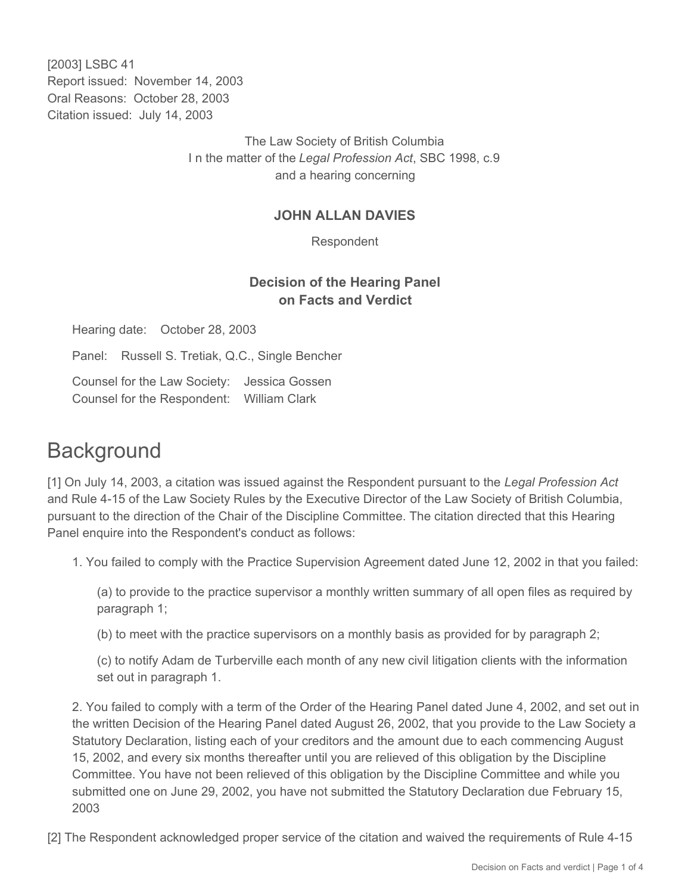[2003] LSBC 41
Report issued: November 14, 2003
Oral Reasons: October 28, 2003
Citation issued: July 14, 2003

The Law Society of British Columbia
I n the matter of the *Legal Profession Act*, SBC 1998, c.9
and a hearing concerning

**JOHN ALLAN DAVIES**

Respondent

**Decision of the Hearing Panel**
**on Facts and Verdict**

Hearing date: October 28, 2003

Panel: Russell S. Tretiak, Q.C., Single Bencher

Counsel for the Law Society: Jessica Gossen
Counsel for the Respondent: William Clark

# Background

[1] On July 14, 2003, a citation was issued against the Respondent pursuant to the *Legal Profession Act* and Rule 4-15 of the Law Society Rules by the Executive Director of the Law Society of British Columbia, pursuant to the direction of the Chair of the Discipline Committee. The citation directed that this Hearing Panel enquire into the Respondent's conduct as follows:

1. You failed to comply with the Practice Supervision Agreement dated June 12, 2002 in that you failed:

   (a) to provide to the practice supervisor a monthly written summary of all open files as required by paragraph 1;

   (b) to meet with the practice supervisors on a monthly basis as provided for by paragraph 2;

   (c) to notify Adam de Turberville each month of any new civil litigation clients with the information set out in paragraph 1.

2. You failed to comply with a term of the Order of the Hearing Panel dated June 4, 2002, and set out in the written Decision of the Hearing Panel dated August 26, 2002, that you provide to the Law Society a Statutory Declaration, listing each of your creditors and the amount due to each commencing August 15, 2002, and every six months thereafter until you are relieved of this obligation by the Discipline Committee. You have not been relieved of this obligation by the Discipline Committee and while you submitted one on June 29, 2002, you have not submitted the Statutory Declaration due February 15, 2003

[2] The Respondent acknowledged proper service of the citation and waived the requirements of Rule 4-15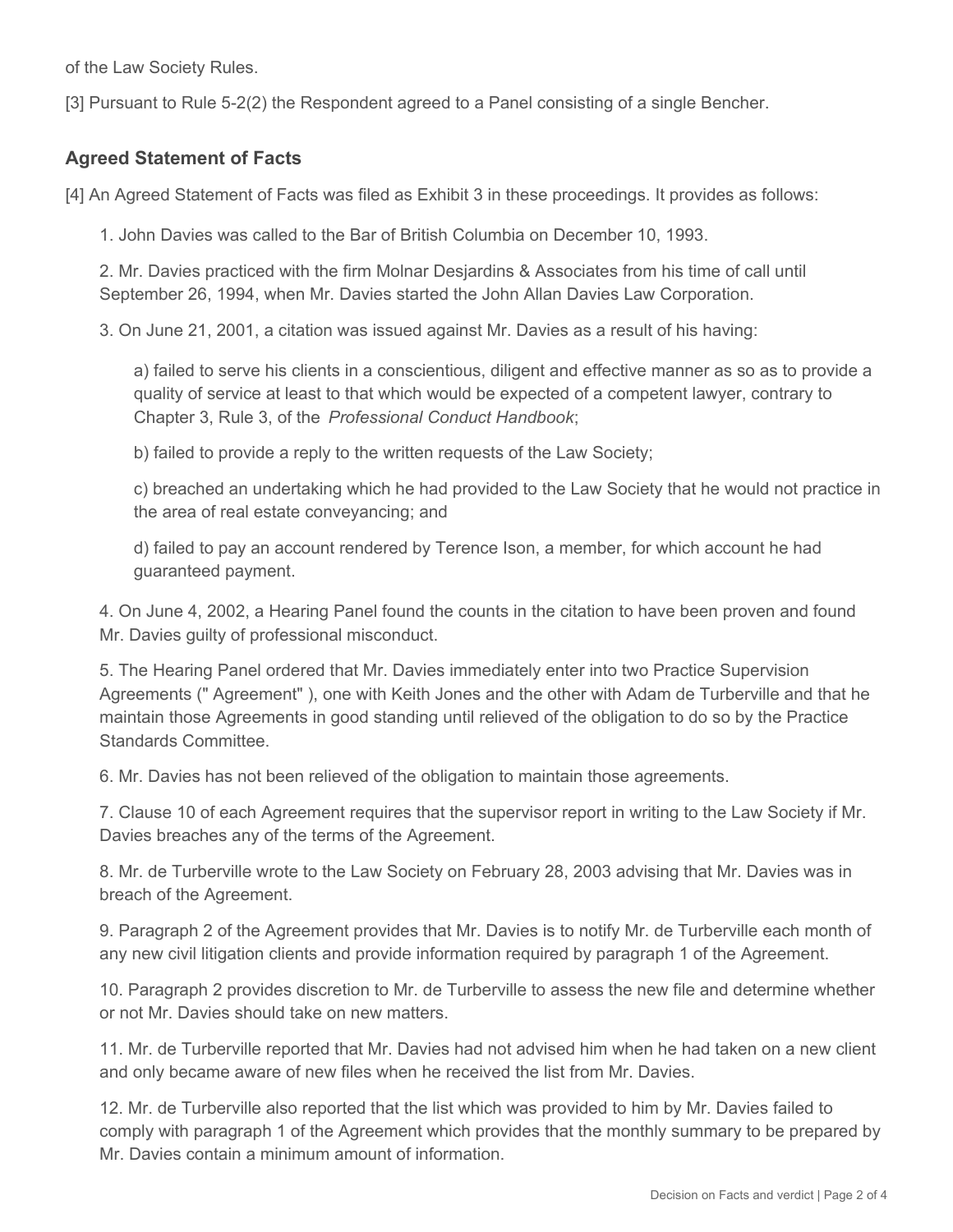of the Law Society Rules.

[3] Pursuant to Rule 5-2(2) the Respondent agreed to a Panel consisting of a single Bencher.

## Agreed Statement of Facts

[4] An Agreed Statement of Facts was filed as Exhibit 3 in these proceedings. It provides as follows:

1. John Davies was called to the Bar of British Columbia on December 10, 1993.

2. Mr. Davies practiced with the firm Molnar Desjardins & Associates from his time of call until September 26, 1994, when Mr. Davies started the John Allan Davies Law Corporation.

3. On June 21, 2001, a citation was issued against Mr. Davies as a result of his having:

   a) failed to serve his clients in a conscientious, diligent and effective manner as so as to provide a quality of service at least to that which would be expected of a competent lawyer, contrary to Chapter 3, Rule 3, of the *Professional Conduct Handbook*;

   b) failed to provide a reply to the written requests of the Law Society;

   c) breached an undertaking which he had provided to the Law Society that he would not practice in the area of real estate conveyancing; and

   d) failed to pay an account rendered by Terence Ison, a member, for which account he had guaranteed payment.

4. On June 4, 2002, a Hearing Panel found the counts in the citation to have been proven and found Mr. Davies guilty of professional misconduct.

5. The Hearing Panel ordered that Mr. Davies immediately enter into two Practice Supervision Agreements (" Agreement" ), one with Keith Jones and the other with Adam de Turberville and that he maintain those Agreements in good standing until relieved of the obligation to do so by the Practice Standards Committee.

6. Mr. Davies has not been relieved of the obligation to maintain those agreements.

7. Clause 10 of each Agreement requires that the supervisor report in writing to the Law Society if Mr. Davies breaches any of the terms of the Agreement.

8. Mr. de Turberville wrote to the Law Society on February 28, 2003 advising that Mr. Davies was in breach of the Agreement.

9. Paragraph 2 of the Agreement provides that Mr. Davies is to notify Mr. de Turberville each month of any new civil litigation clients and provide information required by paragraph 1 of the Agreement.

10. Paragraph 2 provides discretion to Mr. de Turberville to assess the new file and determine whether or not Mr. Davies should take on new matters.

11. Mr. de Turberville reported that Mr. Davies had not advised him when he had taken on a new client and only became aware of new files when he received the list from Mr. Davies.

12. Mr. de Turberville also reported that the list which was provided to him by Mr. Davies failed to comply with paragraph 1 of the Agreement which provides that the monthly summary to be prepared by Mr. Davies contain a minimum amount of information.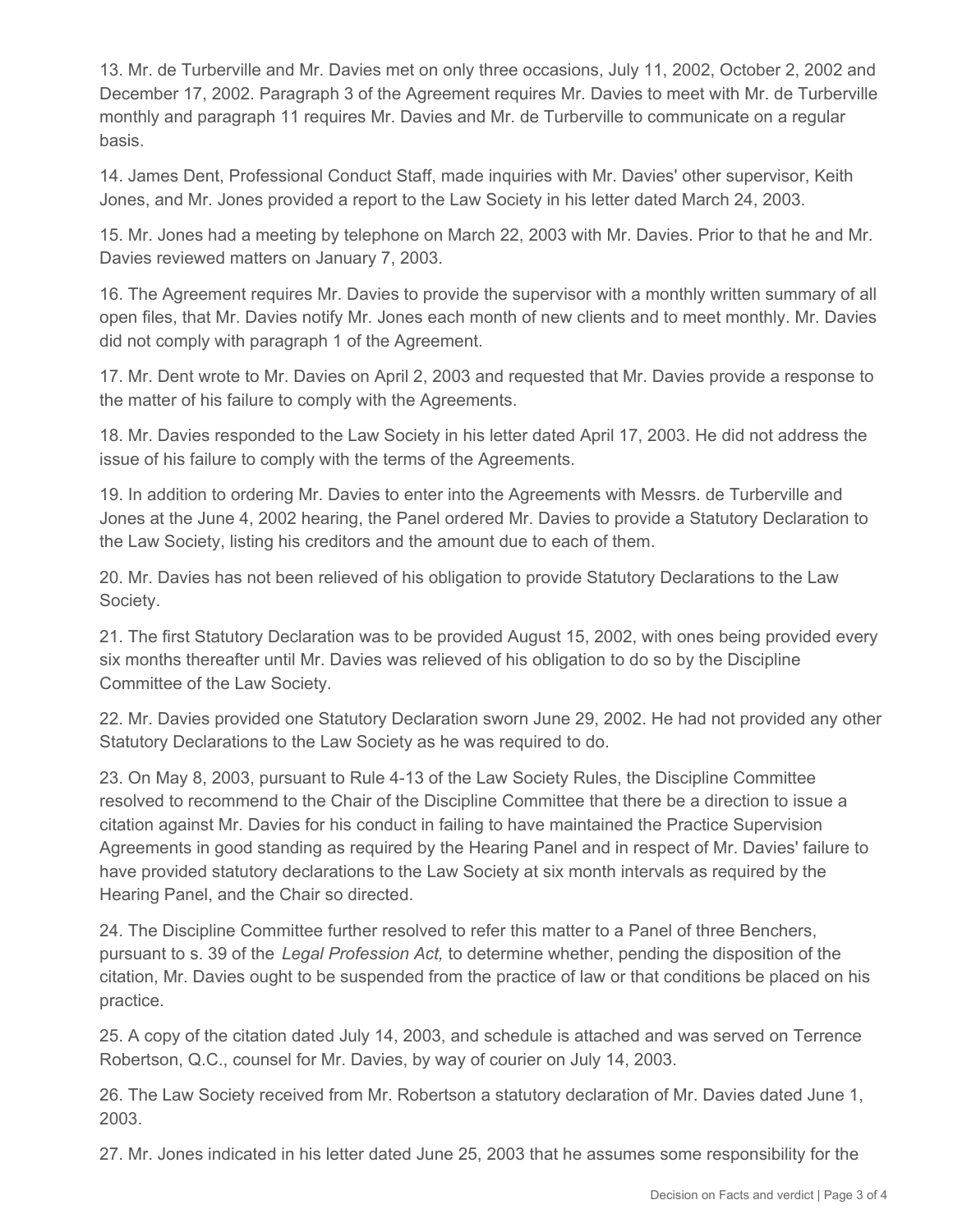13. Mr. de Turberville and Mr. Davies met on only three occasions, July 11, 2002, October 2, 2002 and December 17, 2002. Paragraph 3 of the Agreement requires Mr. Davies to meet with Mr. de Turberville monthly and paragraph 11 requires Mr. Davies and Mr. de Turberville to communicate on a regular basis.

14. James Dent, Professional Conduct Staff, made inquiries with Mr. Davies' other supervisor, Keith Jones, and Mr. Jones provided a report to the Law Society in his letter dated March 24, 2003.

15. Mr. Jones had a meeting by telephone on March 22, 2003 with Mr. Davies. Prior to that he and Mr. Davies reviewed matters on January 7, 2003.

16. The Agreement requires Mr. Davies to provide the supervisor with a monthly written summary of all open files, that Mr. Davies notify Mr. Jones each month of new clients and to meet monthly. Mr. Davies did not comply with paragraph 1 of the Agreement.

17. Mr. Dent wrote to Mr. Davies on April 2, 2003 and requested that Mr. Davies provide a response to the matter of his failure to comply with the Agreements.

18. Mr. Davies responded to the Law Society in his letter dated April 17, 2003. He did not address the issue of his failure to comply with the terms of the Agreements.

19. In addition to ordering Mr. Davies to enter into the Agreements with Messrs. de Turberville and Jones at the June 4, 2002 hearing, the Panel ordered Mr. Davies to provide a Statutory Declaration to the Law Society, listing his creditors and the amount due to each of them.

20. Mr. Davies has not been relieved of his obligation to provide Statutory Declarations to the Law Society.

21. The first Statutory Declaration was to be provided August 15, 2002, with ones being provided every six months thereafter until Mr. Davies was relieved of his obligation to do so by the Discipline Committee of the Law Society.

22. Mr. Davies provided one Statutory Declaration sworn June 29, 2002. He had not provided any other Statutory Declarations to the Law Society as he was required to do.

23. On May 8, 2003, pursuant to Rule 4-13 of the Law Society Rules, the Discipline Committee resolved to recommend to the Chair of the Discipline Committee that there be a direction to issue a citation against Mr. Davies for his conduct in failing to have maintained the Practice Supervision Agreements in good standing as required by the Hearing Panel and in respect of Mr. Davies' failure to have provided statutory declarations to the Law Society at six month intervals as required by the Hearing Panel, and the Chair so directed.

24. The Discipline Committee further resolved to refer this matter to a Panel of three Benchers, pursuant to s. 39 of the *Legal Profession Act,* to determine whether, pending the disposition of the citation, Mr. Davies ought to be suspended from the practice of law or that conditions be placed on his practice.

25. A copy of the citation dated July 14, 2003, and schedule is attached and was served on Terrence Robertson, Q.C., counsel for Mr. Davies, by way of courier on July 14, 2003.

26. The Law Society received from Mr. Robertson a statutory declaration of Mr. Davies dated June 1, 2003.

27. Mr. Jones indicated in his letter dated June 25, 2003 that he assumes some responsibility for the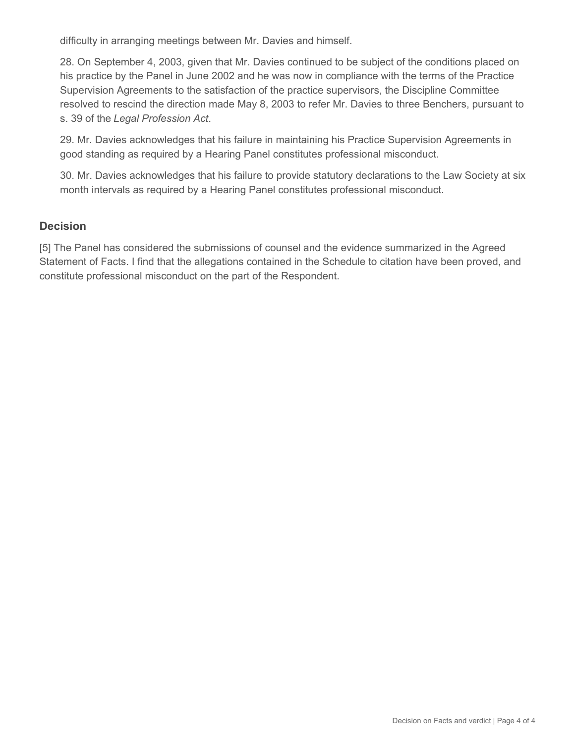difficulty in arranging meetings between Mr. Davies and himself.

28. On September 4, 2003, given that Mr. Davies continued to be subject of the conditions placed on his practice by the Panel in June 2002 and he was now in compliance with the terms of the Practice Supervision Agreements to the satisfaction of the practice supervisors, the Discipline Committee resolved to rescind the direction made May 8, 2003 to refer Mr. Davies to three Benchers, pursuant to s. 39 of the *Legal Profession Act*.

29. Mr. Davies acknowledges that his failure in maintaining his Practice Supervision Agreements in good standing as required by a Hearing Panel constitutes professional misconduct.

30. Mr. Davies acknowledges that his failure to provide statutory declarations to the Law Society at six month intervals as required by a Hearing Panel constitutes professional misconduct.

## Decision

[5] The Panel has considered the submissions of counsel and the evidence summarized in the Agreed Statement of Facts. I find that the allegations contained in the Schedule to citation have been proved, and constitute professional misconduct on the part of the Respondent.